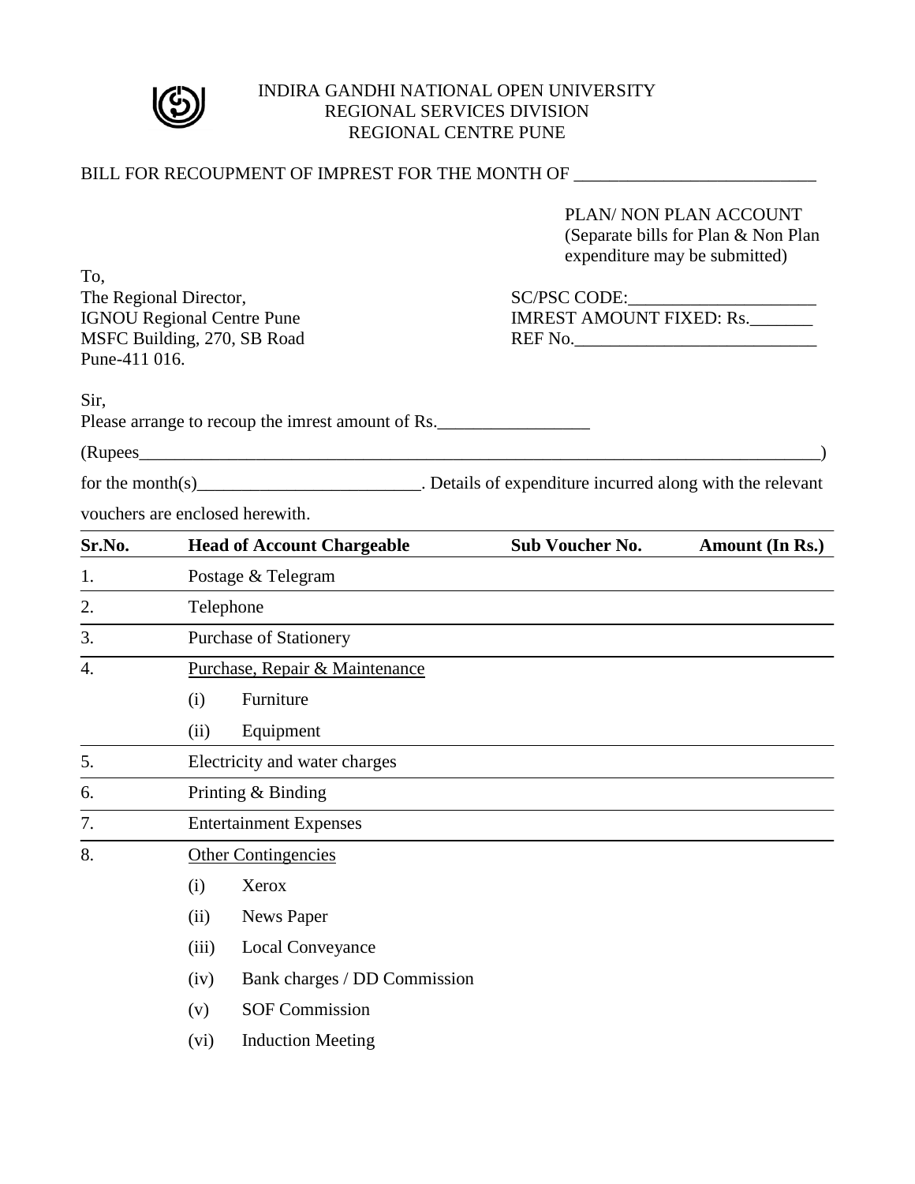INDIRA GANDHI NATIONAL OPEN UNIVERSITY
REGIONAL SERVICES DIVISION
REGIONAL CENTRE PUNE

BILL FOR RECOUPMENT OF IMPREST FOR THE MONTH OF ___________________________

PLAN/ NON PLAN ACCOUNT
(Separate bills for Plan & Non Plan expenditure may be submitted)

To,
The Regional Director,
IGNOU Regional Centre Pune
MSFC Building, 270, SB Road
Pune-411 016.

SC/PSC CODE:_____________________
IMREST AMOUNT FIXED: Rs._______
REF No.___________________________

Sir,
Please arrange to recoup the imrest amount of Rs._________________

(Rupees_______________________________________________________________________________)

for the month(s)_________________________. Details of expenditure incurred along with the relevant vouchers are enclosed herewith.

| Sr.No. | Head of Account Chargeable | Sub Voucher No. | Amount (In Rs.) |
|---|---|---|---|
| 1. | Postage & Telegram | | |
| 2. | Telephone | | |
| 3. | Purchase of Stationery | | |
| 4. | <u>Purchase, Repair & Maintenance</u> | | |
| | (i) Furniture | | |
| | (ii) Equipment | | |
| 5. | Electricity and water charges | | |
| 6. | Printing & Binding | | |
| 7. | Entertainment Expenses | | |
| 8. | <u>Other Contingencies</u> | | |
| | (i) Xerox | | |
| | (ii) News Paper | | |
| | (iii) Local Conveyance | | |
| | (iv) Bank charges / DD Commission | | |
| | (v) SOF Commission | | |
| | (vi) Induction Meeting | | |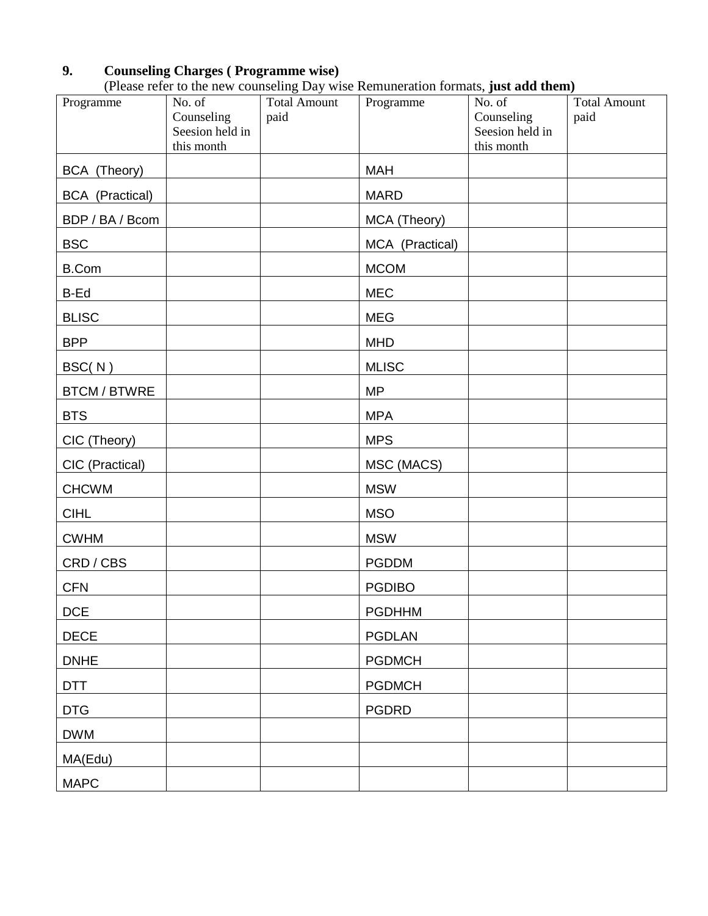**9. Counseling Charges ( Programme wise)**

(Please refer to the new counseling Day wise Remuneration formats, **just add them)**

| Programme | No. of Counseling Seesion held in this month | Total Amount paid | Programme | No. of Counseling Seesion held in this month | Total Amount paid |
|---|---|---|---|---|---|
| BCA (Theory) | | | MAH | | |
| BCA (Practical) | | | MARD | | |
| BDP / BA / Bcom | | | MCA (Theory) | | |
| BSC | | | MCA (Practical) | | |
| B.Com | | | MCOM | | |
| B-Ed | | | MEC | | |
| BLISC | | | MEG | | |
| BPP | | | MHD | | |
| BSC( N ) | | | MLISC | | |
| BTCM / BTWRE | | | MP | | |
| BTS | | | MPA | | |
| CIC (Theory) | | | MPS | | |
| CIC (Practical) | | | MSC (MACS) | | |
| CHCWM | | | MSW | | |
| CIHL | | | MSO | | |
| CWHM | | | MSW | | |
| CRD / CBS | | | PGDDM | | |
| CFN | | | PGDIBO | | |
| DCE | | | PGDHHM | | |
| DECE | | | PGDLAN | | |
| DNHE | | | PGDMCH | | |
| DTT | | | PGDMCH | | |
| DTG | | | PGDRD | | |
| DWM | | | | | |
| MA(Edu) | | | | | |
| MAPC | | | | | |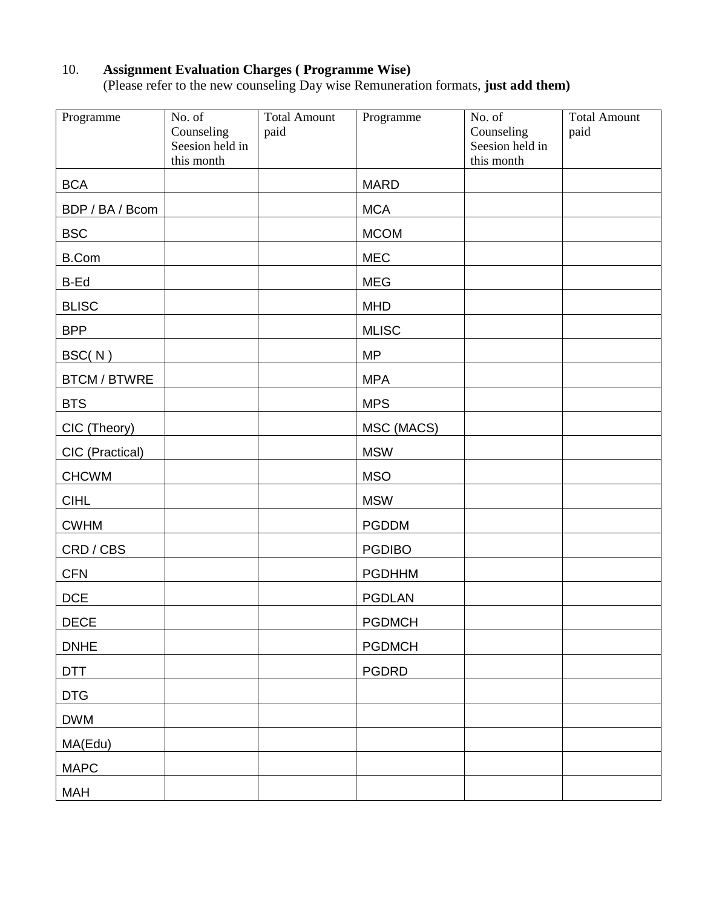10. **Assignment Evaluation Charges ( Programme Wise)**
(Please refer to the new counseling Day wise Remuneration formats, **just add them)**

| Programme | No. of Counseling Seesion held in this month | Total Amount paid | Programme | No. of Counseling Seesion held in this month | Total Amount paid |
|---|---|---|---|---|---|
| BCA | | | MARD | | |
| BDP / BA / Bcom | | | MCA | | |
| BSC | | | MCOM | | |
| B.Com | | | MEC | | |
| B-Ed | | | MEG | | |
| BLISC | | | MHD | | |
| BPP | | | MLISC | | |
| BSC( N ) | | | MP | | |
| BTCM / BTWRE | | | MPA | | |
| BTS | | | MPS | | |
| CIC (Theory) | | | MSC (MACS) | | |
| CIC (Practical) | | | MSW | | |
| CHCWM | | | MSO | | |
| CIHL | | | MSW | | |
| CWHM | | | PGDDM | | |
| CRD / CBS | | | PGDIBO | | |
| CFN | | | PGDHHM | | |
| DCE | | | PGDLAN | | |
| DECE | | | PGDMCH | | |
| DNHE | | | PGDMCH | | |
| DTT | | | PGDRD | | |
| DTG | | | | | |
| DWM | | | | | |
| MA(Edu) | | | | | |
| MAPC | | | | | |
| MAH | | | | | |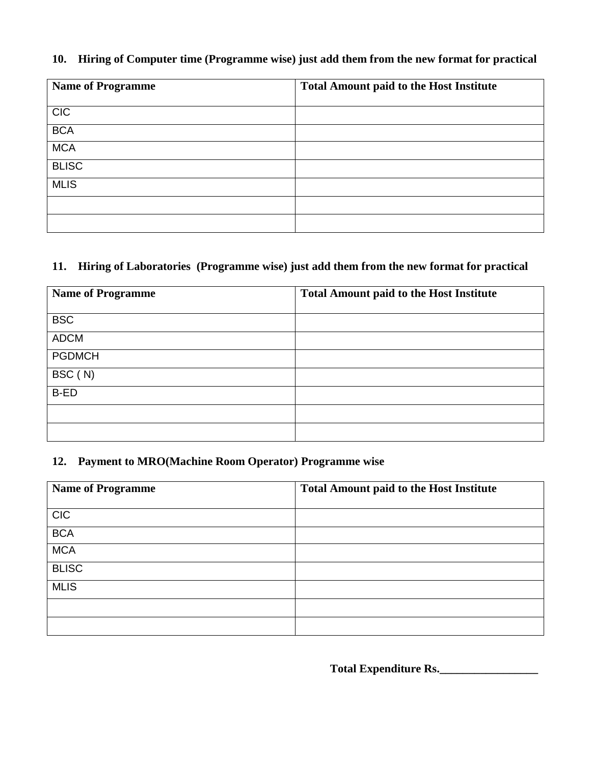**10. Hiring of Computer time (Programme wise) just add them from the new format for practical**

| Name of Programme | Total Amount paid to the Host Institute |
|---|---|
| CIC | |
| BCA | |
| MCA | |
| BLISC | |
| MLIS | |
| | |
| | |

**11. Hiring of Laboratories (Programme wise) just add them from the new format for practical**

| Name of Programme | Total Amount paid to the Host Institute |
|---|---|
| BSC | |
| ADCM | |
| PGDMCH | |
| BSC ( N) | |
| B-ED | |
| | |
| | |

**12. Payment to MRO(Machine Room Operator) Programme wise**

| Name of Programme | Total Amount paid to the Host Institute |
|---|---|
| CIC | |
| BCA | |
| MCA | |
| BLISC | |
| MLIS | |
| | |
| | |

**Total Expenditure Rs.\_\_\_\_\_\_\_\_\_\_\_\_\_\_\_\_\_**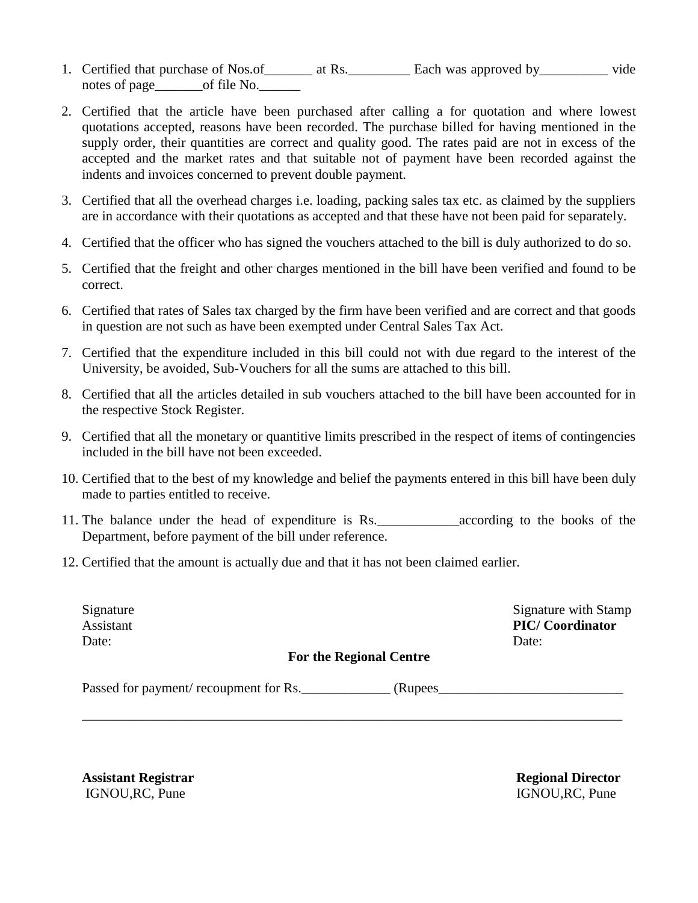1. Certified that purchase of Nos.of_______ at Rs._________ Each was approved by__________ vide notes of page_______of file No.______
2. Certified that the article have been purchased after calling a for quotation and where lowest quotations accepted, reasons have been recorded. The purchase billed for having mentioned in the supply order, their quantities are correct and quality good. The rates paid are not in excess of the accepted and the market rates and that suitable not of payment have been recorded against the indents and invoices concerned to prevent double payment.
3. Certified that all the overhead charges i.e. loading, packing sales tax etc. as claimed by the suppliers are in accordance with their quotations as accepted and that these have not been paid for separately.
4. Certified that the officer who has signed the vouchers attached to the bill is duly authorized to do so.
5. Certified that the freight and other charges mentioned in the bill have been verified and found to be correct.
6. Certified that rates of Sales tax charged by the firm have been verified and are correct and that goods in question are not such as have been exempted under Central Sales Tax Act.
7. Certified that the expenditure included in this bill could not with due regard to the interest of the University, be avoided, Sub-Vouchers for all the sums are attached to this bill.
8. Certified that all the articles detailed in sub vouchers attached to the bill have been accounted for in the respective Stock Register.
9. Certified that all the monetary or quantitive limits prescribed in the respect of items of contingencies included in the bill have not been exceeded.
10. Certified that to the best of my knowledge and belief the payments entered in this bill have been duly made to parties entitled to receive.
11. The balance under the head of expenditure is Rs.____________according to the books of the Department, before payment of the bill under reference.
12. Certified that the amount is actually due and that it has not been claimed earlier.

Signature
Assistant
Date:

Signature with Stamp
**PIC/ Coordinator**
Date:

**For the Regional Centre**

Passed for payment/ recoupment for Rs._____________ (Rupees___________________________

______________________________________________________________________________

**Assistant Registrar**
IGNOU,RC, Pune

**Regional Director**
IGNOU,RC, Pune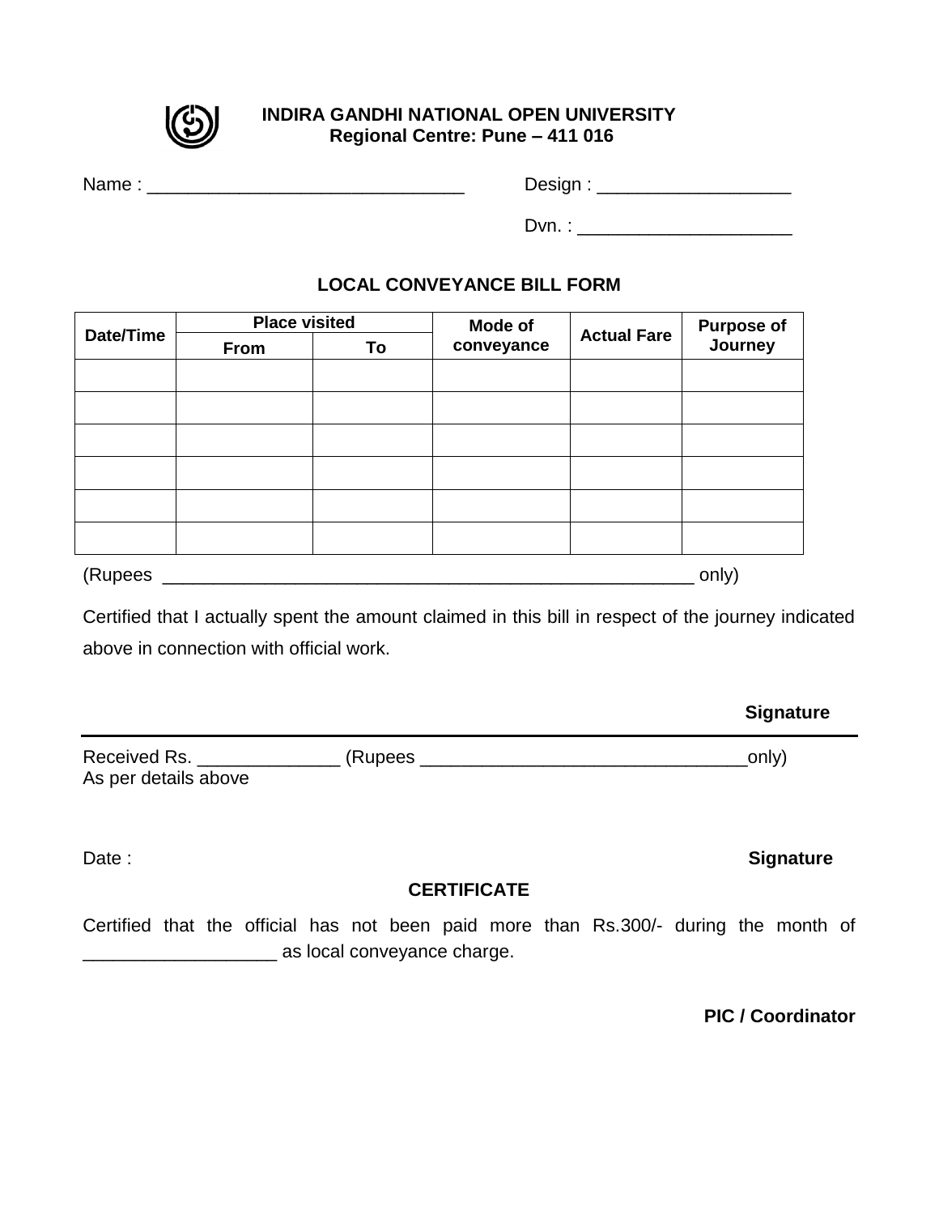**INDIRA GANDHI NATIONAL OPEN UNIVERSITY**
**Regional Centre: Pune – 411 016**

Name : _______________________________ Design : ___________________

Dvn. : _____________________

## LOCAL CONVEYANCE BILL FORM

| Date/Time | Place visited | | Mode of conveyance | Actual Fare | Purpose of Journey |
|---|---|---|---|---|---|
| | From | To | | | |
| | | | | | |
| | | | | | |
| | | | | | |
| | | | | | |
| | | | | | |
| | | | | | |

(Rupees ______________________________________________________ only)

Certified that I actually spent the amount claimed in this bill in respect of the journey indicated above in connection with official work.

**Signature**

---

Received Rs. ______________ (Rupees ________________________________only)
As per details above

Date : **Signature**

### CERTIFICATE

Certified that the official has not been paid more than Rs.300/- during the month of ___________________ as local conveyance charge.

**PIC / Coordinator**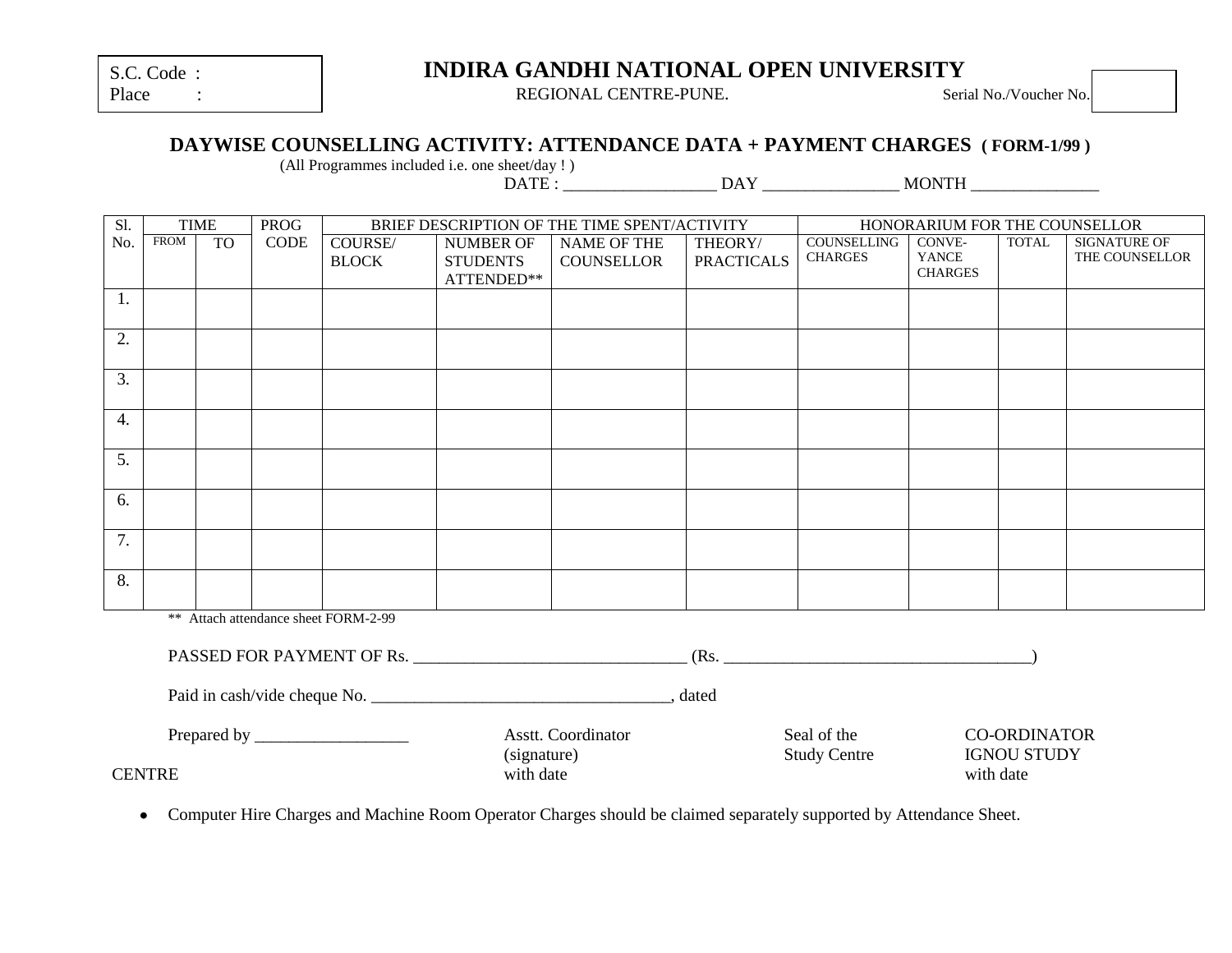S.C. Code :
Place :

# INDIRA GANDHI NATIONAL OPEN UNIVERSITY

REGIONAL CENTRE-PUNE.

Serial No./Voucher No.

## DAYWISE COUNSELLING ACTIVITY: ATTENDANCE DATA + PAYMENT CHARGES ( FORM-1/99 )

(All Programmes included i.e. one sheet/day ! )

DATE : __________________ DAY ________________ MONTH _______________

| Sl. No. | TIME | | PROG CODE | BRIEF DESCRIPTION OF THE TIME SPENT/ACTIVITY | | | | HONORARIUM FOR THE COUNSELLOR | | | |
|---|---|---|---|---|---|---|---|---|---|---|---|
| | FROM | TO | | COURSE/ BLOCK | NUMBER OF STUDENTS ATTENDED** | NAME OF THE COUNSELLOR | THEORY/ PRACTICALS | COUNSELLING CHARGES | CONVE-YANCE CHARGES | TOTAL | SIGNATURE OF THE COUNSELLOR |
| 1. | | | | | | | | | | | |
| 2. | | | | | | | | | | | |
| 3. | | | | | | | | | | | |
| 4. | | | | | | | | | | | |
| 5. | | | | | | | | | | | |
| 6. | | | | | | | | | | | |
| 7. | | | | | | | | | | | |
| 8. | | | | | | | | | | | |

** Attach attendance sheet FORM-2-99

PASSED FOR PAYMENT OF Rs. ________________________________ (Rs. ____________________________________)

Paid in cash/vide cheque No. ___________________________________, dated

Prepared by __________________ Asstt. Coordinator (signature) with date    Seal of the Study Centre    CO-ORDINATOR IGNOU STUDY CENTRE with date

- Computer Hire Charges and Machine Room Operator Charges should be claimed separately supported by Attendance Sheet.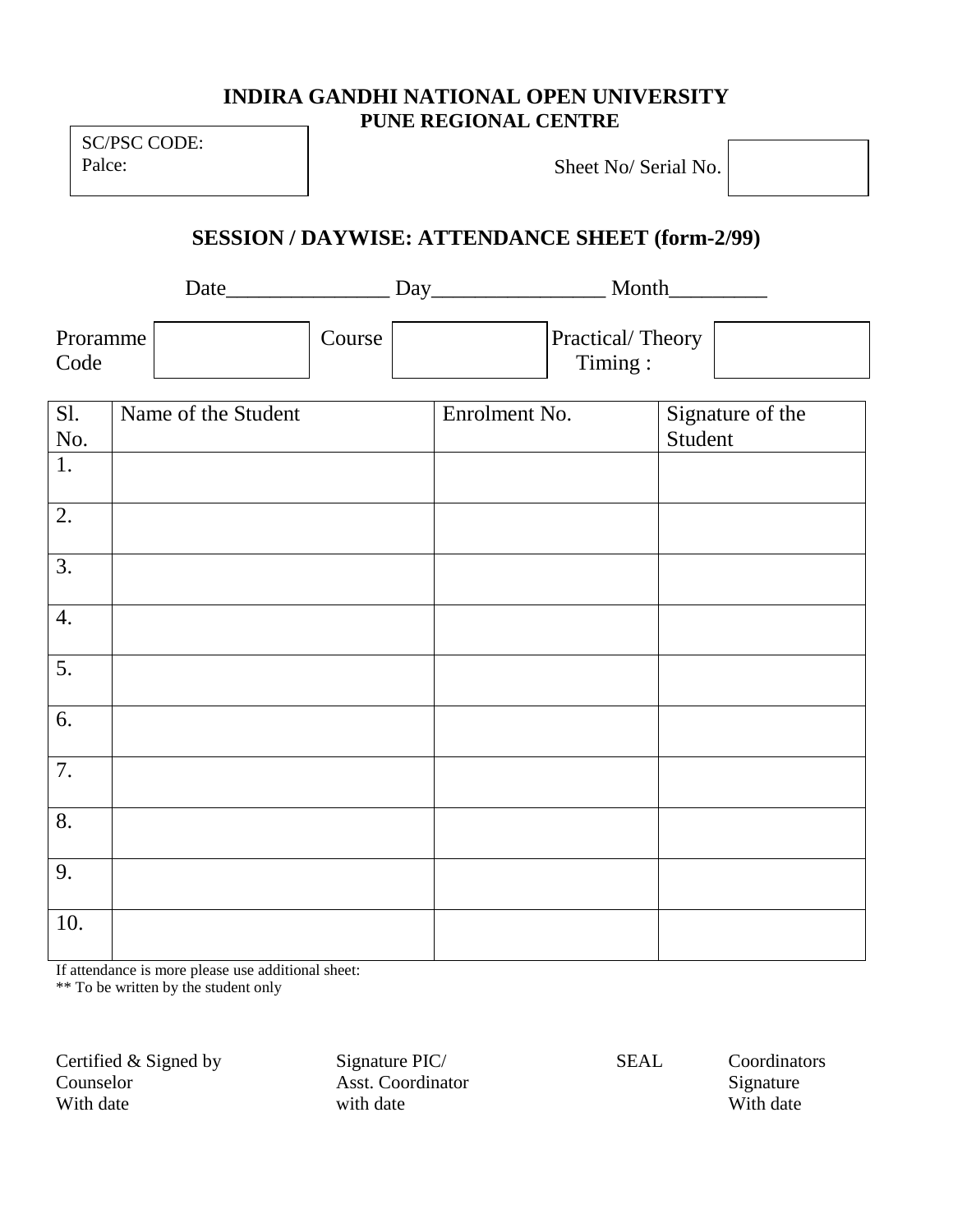# INDIRA GANDHI NATIONAL OPEN UNIVERSITY

## PUNE REGIONAL CENTRE

SC/PSC CODE:
Palce:

Sheet No/ Serial No.

## SESSION / DAYWISE: ATTENDANCE SHEET (form-2/99)

Date_______________ Day________________ Month_________

Proramme Code | Course | Practical/ Theory Timing :

| Sl. No. | Name of the Student | Enrolment No. | Signature of the Student |
|---|---|---|---|
| 1. | | | |
| 2. | | | |
| 3. | | | |
| 4. | | | |
| 5. | | | |
| 6. | | | |
| 7. | | | |
| 8. | | | |
| 9. | | | |
| 10. | | | |

If attendance is more please use additional sheet:
** To be written by the student only

| Certified & Signed by Counselor With date | Signature PIC/ Asst. Coordinator with date | SEAL | Coordinators Signature With date |
|---|---|---|---|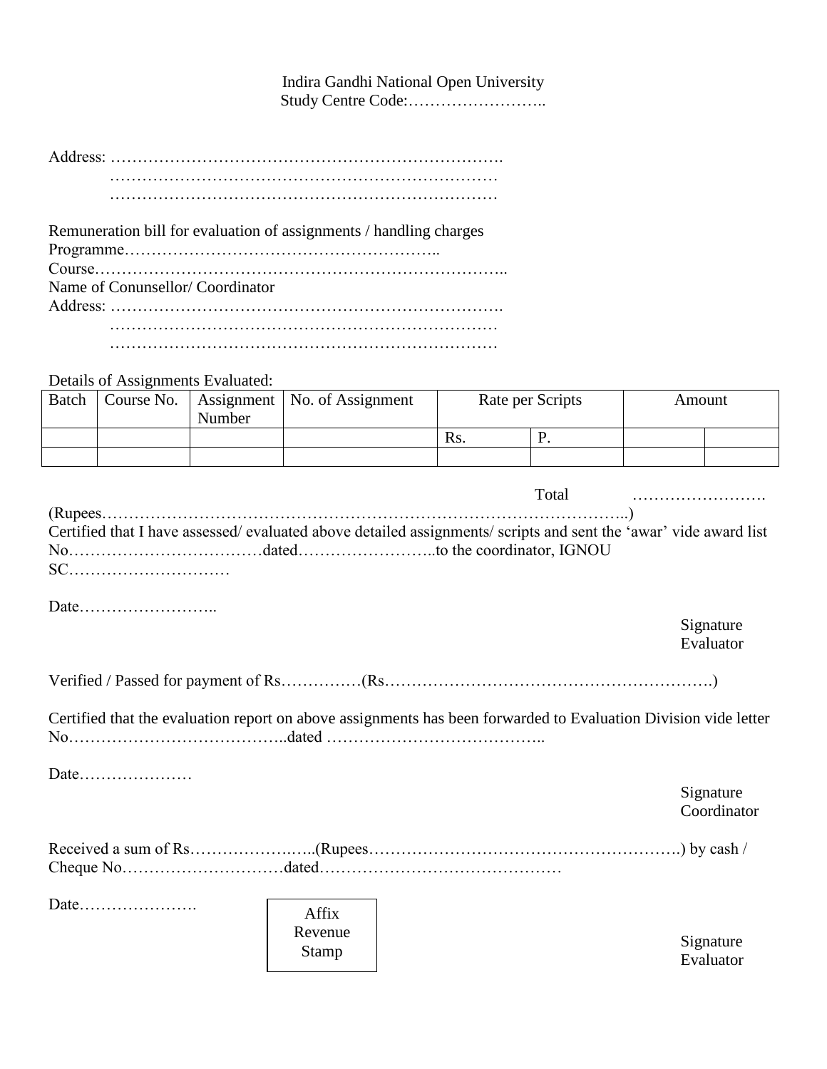Indira Gandhi National Open University
Study Centre Code:……………………..

Address: ……………………………………………………………….
…………………………………………………………………
…………………………………………………………………

Remuneration bill for evaluation of assignments / handling charges
Programme………………………………………………..
Course………………………………………………………………..
Name of Conunsellor/ Coordinator
Address: ……………………………………………………………….
…………………………………………………………………
…………………………………………………………………

Details of Assignments Evaluated:

| Batch | Course No. | Assignment Number | No. of Assignment | Rate per Scripts | | Amount | |
|---|---|---|---|---|---|---|---|
| | | | | Rs. | P. | | |
| | | | | | | | |

Total …………………….

(Rupees……………………………………………………………………………………..)
Certified that I have assessed/ evaluated above detailed assignments/ scripts and sent the 'awar' vide award list No………………………………dated……………………..to the coordinator, IGNOU SC…………………………

Date……………………..

Signature
Evaluator

Verified / Passed for payment of Rs……………(Rs…………………………………………………….)

Certified that the evaluation report on above assignments has been forwarded to Evaluation Division vide letter No…………………………………..dated …………………………………..

Date…………………

Signature
Coordinator

Received a sum of Rs……………….…..(Rupees………………………………………………….) by cash / Cheque No…………………………dated………………………………………

Date………………….

Affix Revenue Stamp

Signature
Evaluator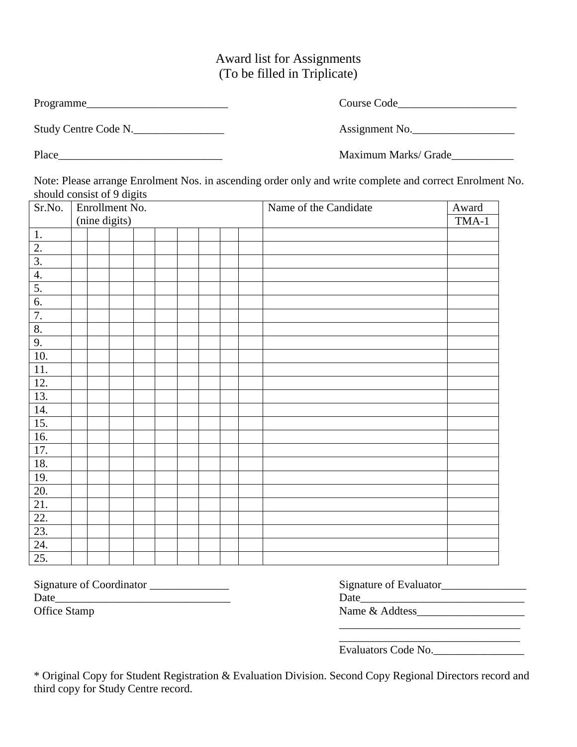Award list for Assignments
(To be filled in Triplicate)

Programme_________________________ Course Code_____________________

Study Centre Code N.________________ Assignment No.__________________

Place_____________________________ Maximum Marks/ Grade___________

Note: Please arrange Enrolment Nos. in ascending order only and write complete and correct Enrolment No. should consist of 9 digits

| Sr.No. | Enrollment No. (nine digits) | | | | | | | | | Name of the Candidate | Award |
|---|---|---|---|---|---|---|---|---|---|---|---|
| | | | | | | | | | | | TMA-1 |
| 1. | | | | | | | | | | | |
| 2. | | | | | | | | | | | |
| 3. | | | | | | | | | | | |
| 4. | | | | | | | | | | | |
| 5. | | | | | | | | | | | |
| 6. | | | | | | | | | | | |
| 7. | | | | | | | | | | | |
| 8. | | | | | | | | | | | |
| 9. | | | | | | | | | | | |
| 10. | | | | | | | | | | | |
| 11. | | | | | | | | | | | |
| 12. | | | | | | | | | | | |
| 13. | | | | | | | | | | | |
| 14. | | | | | | | | | | | |
| 15. | | | | | | | | | | | |
| 16. | | | | | | | | | | | |
| 17. | | | | | | | | | | | |
| 18. | | | | | | | | | | | |
| 19. | | | | | | | | | | | |
| 20. | | | | | | | | | | | |
| 21. | | | | | | | | | | | |
| 22. | | | | | | | | | | | |
| 23. | | | | | | | | | | | |
| 24. | | | | | | | | | | | |
| 25. | | | | | | | | | | | |

Signature of Coordinator ______________
Date________________________________
Office Stamp

Signature of Evaluator_______________
Date______________________________
Name & Addtess___________________
_________________________________
_________________________________
Evaluators Code No.________________

* Original Copy for Student Registration & Evaluation Division. Second Copy Regional Directors record and third copy for Study Centre record.